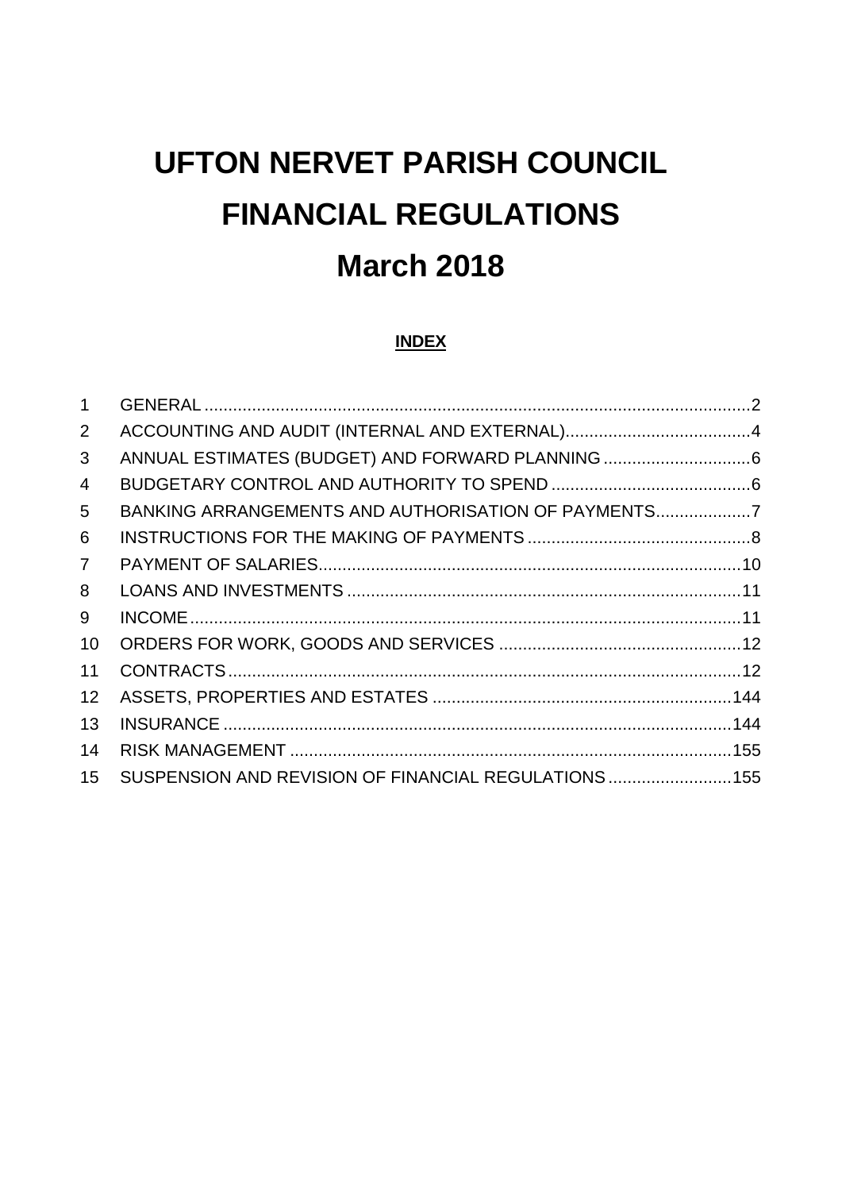# UFTON NERVET PARISH COUNCIL

# FINANCIAL REGULATIONS

# March 2018

**INDEX**

| | | |
|---|---|---|
| 1 | GENERAL | 2 |
| 2 | ACCOUNTING AND AUDIT (INTERNAL AND EXTERNAL) | 4 |
| 3 | ANNUAL ESTIMATES (BUDGET) AND FORWARD PLANNING | 6 |
| 4 | BUDGETARY CONTROL AND AUTHORITY TO SPEND | 6 |
| 5 | BANKING ARRANGEMENTS AND AUTHORISATION OF PAYMENTS | 7 |
| 6 | INSTRUCTIONS FOR THE MAKING OF PAYMENTS | 8 |
| 7 | PAYMENT OF SALARIES | 10 |
| 8 | LOANS AND INVESTMENTS | 11 |
| 9 | INCOME | 11 |
| 10 | ORDERS FOR WORK, GOODS AND SERVICES | 12 |
| 11 | CONTRACTS | 12 |
| 12 | ASSETS, PROPERTIES AND ESTATES | 144 |
| 13 | INSURANCE | 144 |
| 14 | RISK MANAGEMENT | 155 |
| 15 | SUSPENSION AND REVISION OF FINANCIAL REGULATIONS | 155 |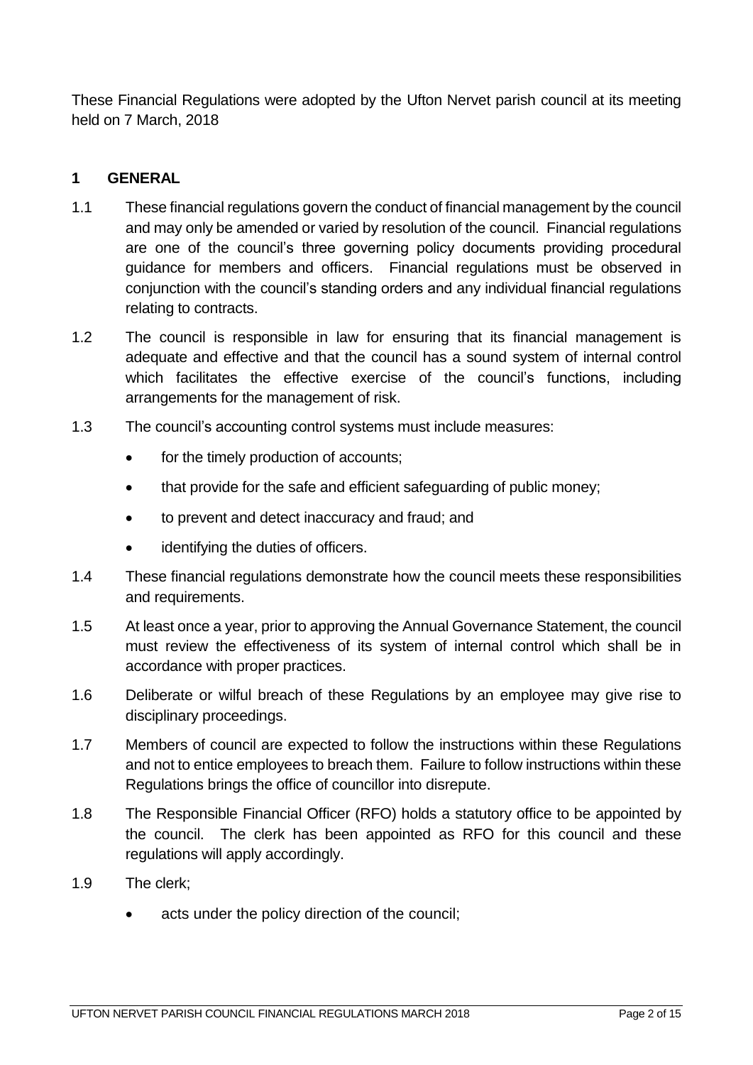These Financial Regulations were adopted by the Ufton Nervet parish council at its meeting held on 7 March, 2018

## 1 GENERAL

1.1 These financial regulations govern the conduct of financial management by the council and may only be amended or varied by resolution of the council. Financial regulations are one of the council's three governing policy documents providing procedural guidance for members and officers. Financial regulations must be observed in conjunction with the council's standing orders and any individual financial regulations relating to contracts.

1.2 The council is responsible in law for ensuring that its financial management is adequate and effective and that the council has a sound system of internal control which facilitates the effective exercise of the council's functions, including arrangements for the management of risk.

1.3 The council's accounting control systems must include measures:

- for the timely production of accounts;
- that provide for the safe and efficient safeguarding of public money;
- to prevent and detect inaccuracy and fraud; and
- identifying the duties of officers.

1.4 These financial regulations demonstrate how the council meets these responsibilities and requirements.

1.5 At least once a year, prior to approving the Annual Governance Statement, the council must review the effectiveness of its system of internal control which shall be in accordance with proper practices.

1.6 Deliberate or wilful breach of these Regulations by an employee may give rise to disciplinary proceedings.

1.7 Members of council are expected to follow the instructions within these Regulations and not to entice employees to breach them. Failure to follow instructions within these Regulations brings the office of councillor into disrepute.

1.8 The Responsible Financial Officer (RFO) holds a statutory office to be appointed by the council. The clerk has been appointed as RFO for this council and these regulations will apply accordingly.

1.9 The clerk;

- acts under the policy direction of the council;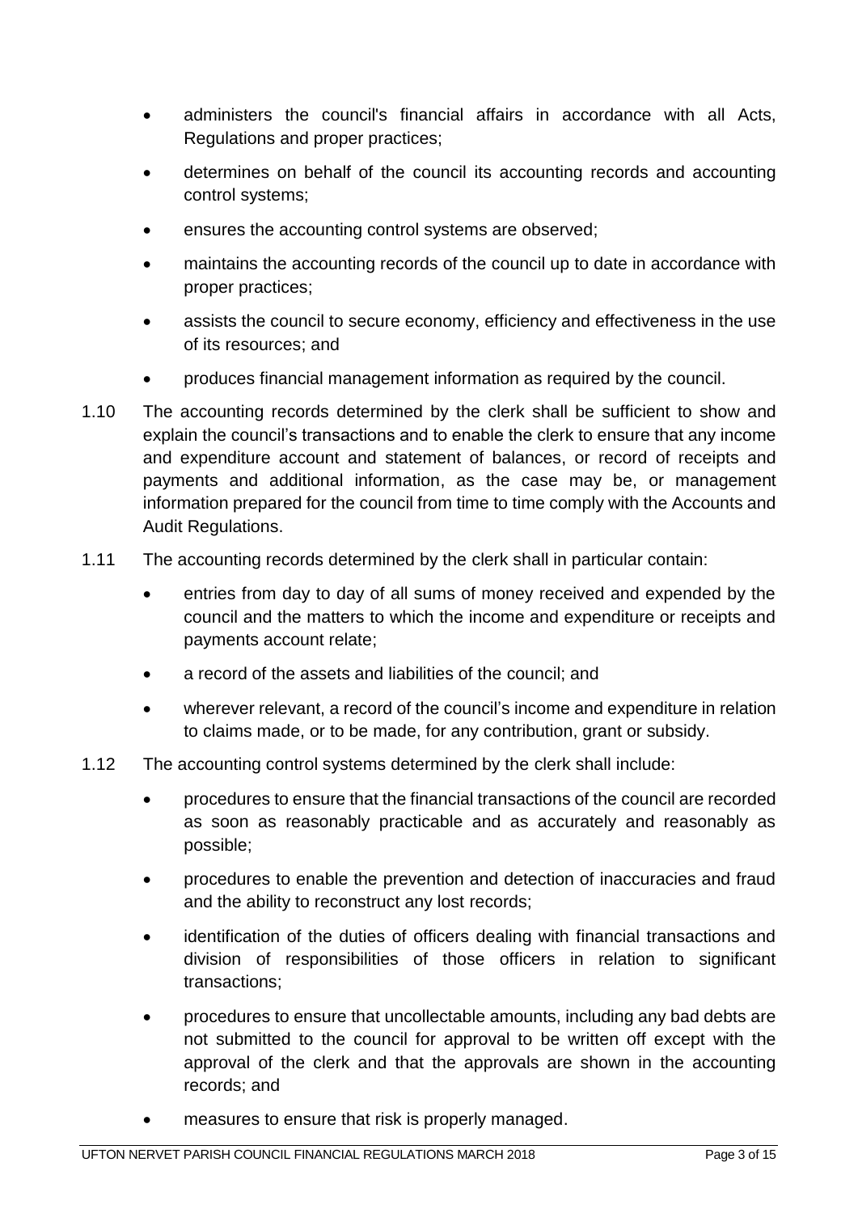- administers the council's financial affairs in accordance with all Acts, Regulations and proper practices;
- determines on behalf of the council its accounting records and accounting control systems;
- ensures the accounting control systems are observed;
- maintains the accounting records of the council up to date in accordance with proper practices;
- assists the council to secure economy, efficiency and effectiveness in the use of its resources; and
- produces financial management information as required by the council.

1.10 The accounting records determined by the clerk shall be sufficient to show and explain the council's transactions and to enable the clerk to ensure that any income and expenditure account and statement of balances, or record of receipts and payments and additional information, as the case may be, or management information prepared for the council from time to time comply with the Accounts and Audit Regulations.

1.11 The accounting records determined by the clerk shall in particular contain:

- entries from day to day of all sums of money received and expended by the council and the matters to which the income and expenditure or receipts and payments account relate;
- a record of the assets and liabilities of the council; and
- wherever relevant, a record of the council's income and expenditure in relation to claims made, or to be made, for any contribution, grant or subsidy.

1.12 The accounting control systems determined by the clerk shall include:

- procedures to ensure that the financial transactions of the council are recorded as soon as reasonably practicable and as accurately and reasonably as possible;
- procedures to enable the prevention and detection of inaccuracies and fraud and the ability to reconstruct any lost records;
- identification of the duties of officers dealing with financial transactions and division of responsibilities of those officers in relation to significant transactions;
- procedures to ensure that uncollectable amounts, including any bad debts are not submitted to the council for approval to be written off except with the approval of the clerk and that the approvals are shown in the accounting records; and
- measures to ensure that risk is properly managed.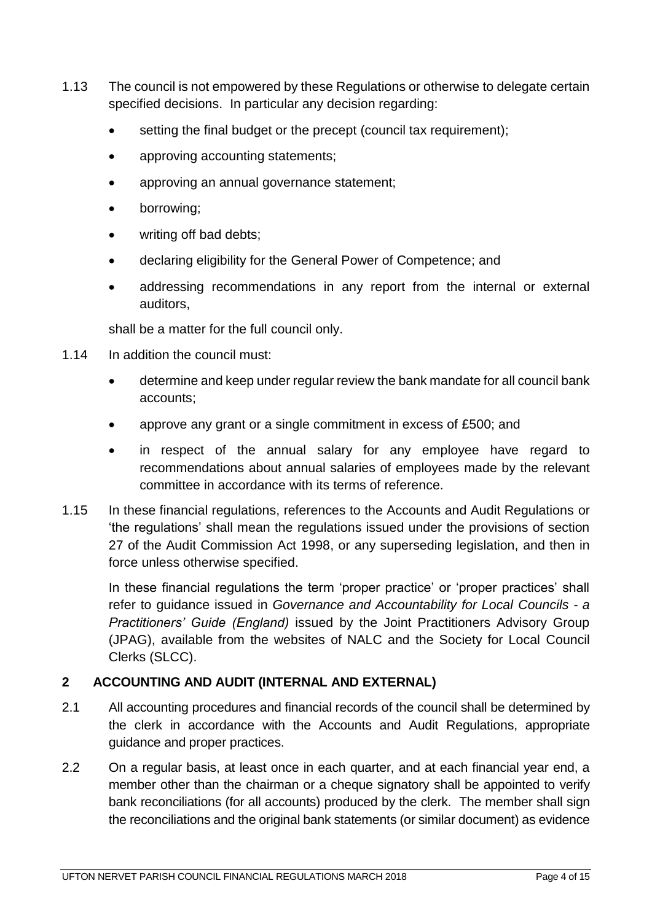1.13 The council is not empowered by these Regulations or otherwise to delegate certain specified decisions. In particular any decision regarding:

- setting the final budget or the precept (council tax requirement);
- approving accounting statements;
- approving an annual governance statement;
- borrowing;
- writing off bad debts;
- declaring eligibility for the General Power of Competence; and
- addressing recommendations in any report from the internal or external auditors,

shall be a matter for the full council only.

1.14 In addition the council must:

- determine and keep under regular review the bank mandate for all council bank accounts;
- approve any grant or a single commitment in excess of £500; and
- in respect of the annual salary for any employee have regard to recommendations about annual salaries of employees made by the relevant committee in accordance with its terms of reference.

1.15 In these financial regulations, references to the Accounts and Audit Regulations or 'the regulations' shall mean the regulations issued under the provisions of section 27 of the Audit Commission Act 1998, or any superseding legislation, and then in force unless otherwise specified.

In these financial regulations the term 'proper practice' or 'proper practices' shall refer to guidance issued in *Governance and Accountability for Local Councils - a Practitioners' Guide (England)* issued by the Joint Practitioners Advisory Group (JPAG), available from the websites of NALC and the Society for Local Council Clerks (SLCC).

## 2 ACCOUNTING AND AUDIT (INTERNAL AND EXTERNAL)

2.1 All accounting procedures and financial records of the council shall be determined by the clerk in accordance with the Accounts and Audit Regulations, appropriate guidance and proper practices.

2.2 On a regular basis, at least once in each quarter, and at each financial year end, a member other than the chairman or a cheque signatory shall be appointed to verify bank reconciliations (for all accounts) produced by the clerk. The member shall sign the reconciliations and the original bank statements (or similar document) as evidence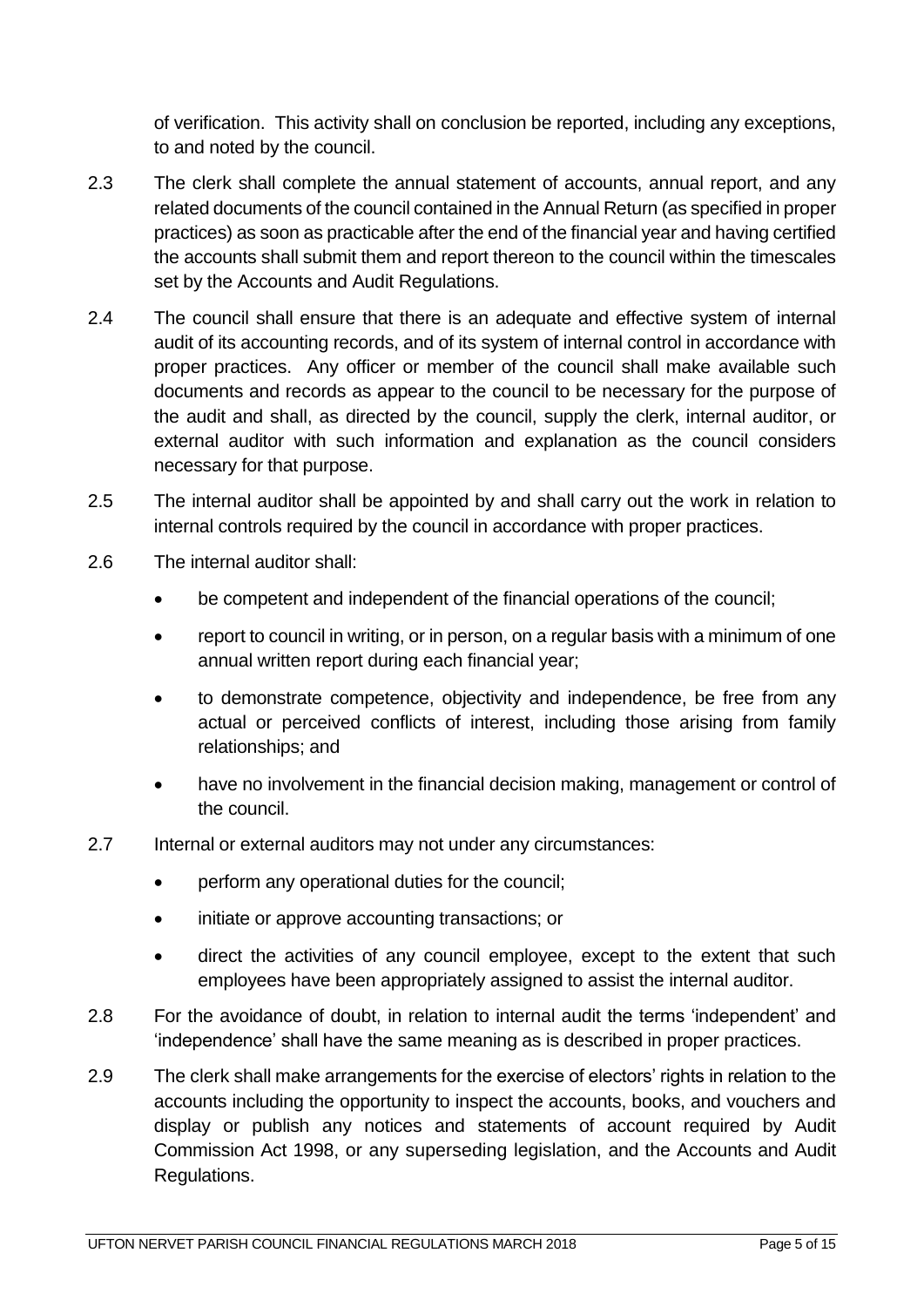of verification. This activity shall on conclusion be reported, including any exceptions, to and noted by the council.

2.3 The clerk shall complete the annual statement of accounts, annual report, and any related documents of the council contained in the Annual Return (as specified in proper practices) as soon as practicable after the end of the financial year and having certified the accounts shall submit them and report thereon to the council within the timescales set by the Accounts and Audit Regulations.

2.4 The council shall ensure that there is an adequate and effective system of internal audit of its accounting records, and of its system of internal control in accordance with proper practices. Any officer or member of the council shall make available such documents and records as appear to the council to be necessary for the purpose of the audit and shall, as directed by the council, supply the clerk, internal auditor, or external auditor with such information and explanation as the council considers necessary for that purpose.

2.5 The internal auditor shall be appointed by and shall carry out the work in relation to internal controls required by the council in accordance with proper practices.

2.6 The internal auditor shall:

- be competent and independent of the financial operations of the council;
- report to council in writing, or in person, on a regular basis with a minimum of one annual written report during each financial year;
- to demonstrate competence, objectivity and independence, be free from any actual or perceived conflicts of interest, including those arising from family relationships; and
- have no involvement in the financial decision making, management or control of the council.

2.7 Internal or external auditors may not under any circumstances:

- perform any operational duties for the council;
- initiate or approve accounting transactions; or
- direct the activities of any council employee, except to the extent that such employees have been appropriately assigned to assist the internal auditor.

2.8 For the avoidance of doubt, in relation to internal audit the terms 'independent' and 'independence' shall have the same meaning as is described in proper practices.

2.9 The clerk shall make arrangements for the exercise of electors' rights in relation to the accounts including the opportunity to inspect the accounts, books, and vouchers and display or publish any notices and statements of account required by Audit Commission Act 1998, or any superseding legislation, and the Accounts and Audit Regulations.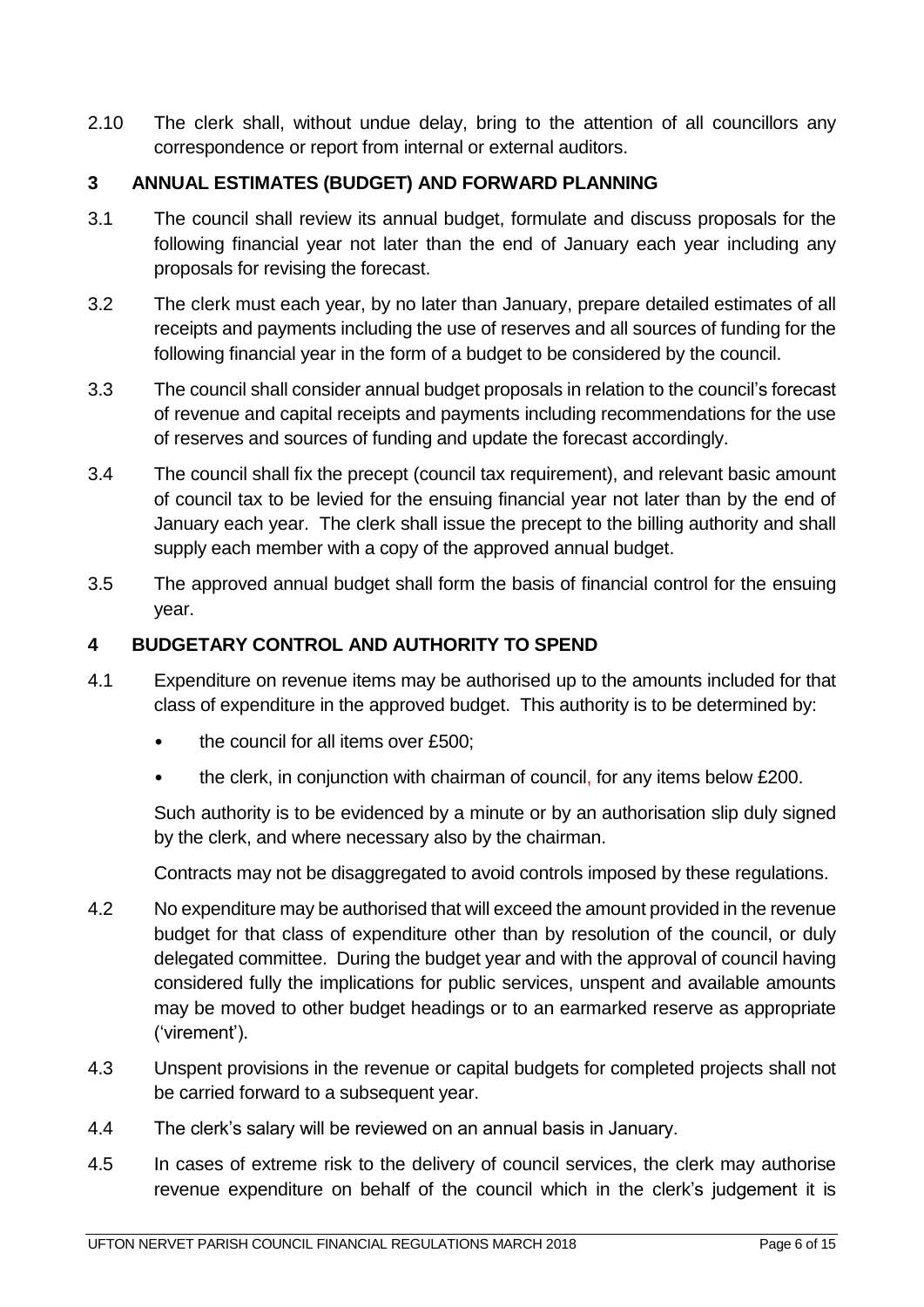2.10 The clerk shall, without undue delay, bring to the attention of all councillors any correspondence or report from internal or external auditors.

## 3 ANNUAL ESTIMATES (BUDGET) AND FORWARD PLANNING

3.1 The council shall review its annual budget, formulate and discuss proposals for the following financial year not later than the end of January each year including any proposals for revising the forecast.

3.2 The clerk must each year, by no later than January, prepare detailed estimates of all receipts and payments including the use of reserves and all sources of funding for the following financial year in the form of a budget to be considered by the council.

3.3 The council shall consider annual budget proposals in relation to the council's forecast of revenue and capital receipts and payments including recommendations for the use of reserves and sources of funding and update the forecast accordingly.

3.4 The council shall fix the precept (council tax requirement), and relevant basic amount of council tax to be levied for the ensuing financial year not later than by the end of January each year. The clerk shall issue the precept to the billing authority and shall supply each member with a copy of the approved annual budget.

3.5 The approved annual budget shall form the basis of financial control for the ensuing year.

## 4 BUDGETARY CONTROL AND AUTHORITY TO SPEND

4.1 Expenditure on revenue items may be authorised up to the amounts included for that class of expenditure in the approved budget. This authority is to be determined by:

- the council for all items over £500;
- the clerk, in conjunction with chairman of council, for any items below £200.

Such authority is to be evidenced by a minute or by an authorisation slip duly signed by the clerk, and where necessary also by the chairman.

Contracts may not be disaggregated to avoid controls imposed by these regulations.

4.2 No expenditure may be authorised that will exceed the amount provided in the revenue budget for that class of expenditure other than by resolution of the council, or duly delegated committee. During the budget year and with the approval of council having considered fully the implications for public services, unspent and available amounts may be moved to other budget headings or to an earmarked reserve as appropriate ('virement').

4.3 Unspent provisions in the revenue or capital budgets for completed projects shall not be carried forward to a subsequent year.

4.4 The clerk's salary will be reviewed on an annual basis in January.

4.5 In cases of extreme risk to the delivery of council services, the clerk may authorise revenue expenditure on behalf of the council which in the clerk's judgement it is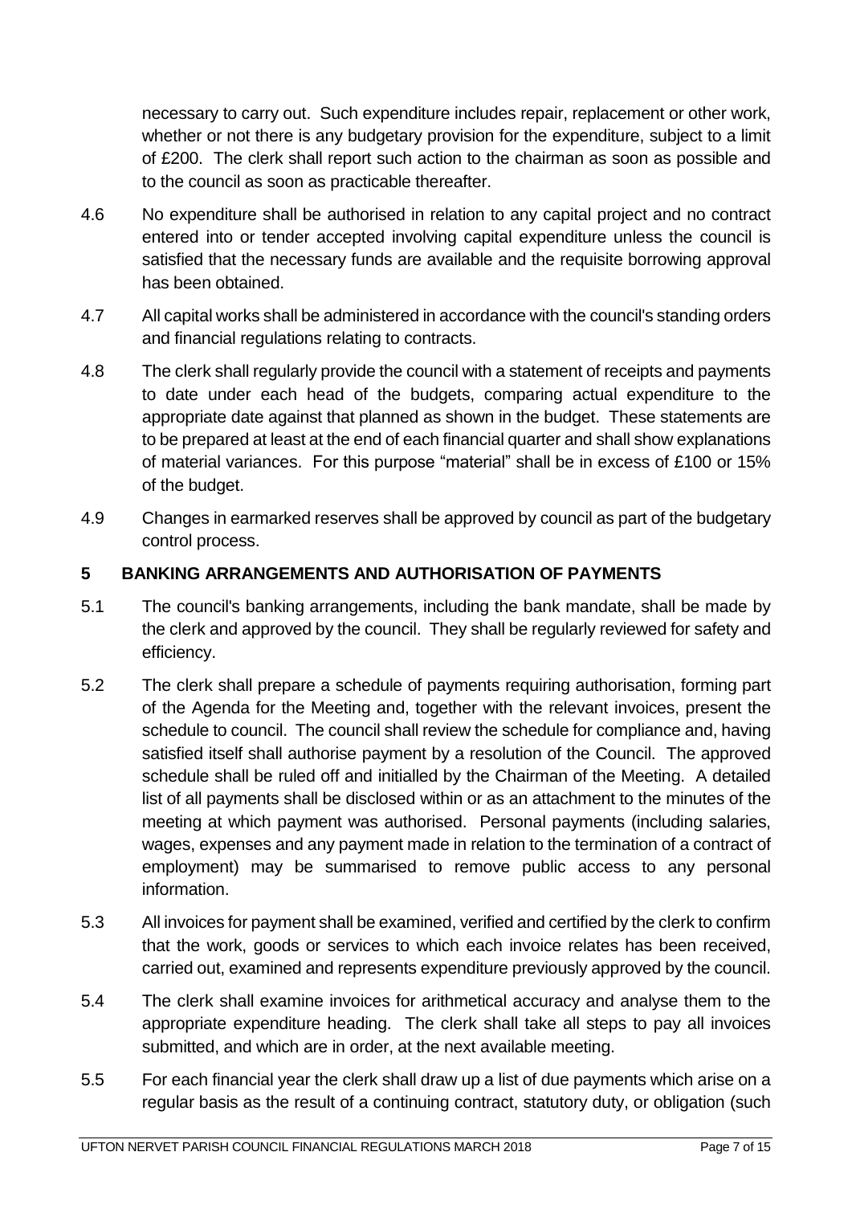necessary to carry out. Such expenditure includes repair, replacement or other work, whether or not there is any budgetary provision for the expenditure, subject to a limit of £200. The clerk shall report such action to the chairman as soon as possible and to the council as soon as practicable thereafter.

4.6 No expenditure shall be authorised in relation to any capital project and no contract entered into or tender accepted involving capital expenditure unless the council is satisfied that the necessary funds are available and the requisite borrowing approval has been obtained.

4.7 All capital works shall be administered in accordance with the council's standing orders and financial regulations relating to contracts.

4.8 The clerk shall regularly provide the council with a statement of receipts and payments to date under each head of the budgets, comparing actual expenditure to the appropriate date against that planned as shown in the budget. These statements are to be prepared at least at the end of each financial quarter and shall show explanations of material variances. For this purpose "material" shall be in excess of £100 or 15% of the budget.

4.9 Changes in earmarked reserves shall be approved by council as part of the budgetary control process.

## 5 BANKING ARRANGEMENTS AND AUTHORISATION OF PAYMENTS

5.1 The council's banking arrangements, including the bank mandate, shall be made by the clerk and approved by the council. They shall be regularly reviewed for safety and efficiency.

5.2 The clerk shall prepare a schedule of payments requiring authorisation, forming part of the Agenda for the Meeting and, together with the relevant invoices, present the schedule to council. The council shall review the schedule for compliance and, having satisfied itself shall authorise payment by a resolution of the Council. The approved schedule shall be ruled off and initialled by the Chairman of the Meeting. A detailed list of all payments shall be disclosed within or as an attachment to the minutes of the meeting at which payment was authorised. Personal payments (including salaries, wages, expenses and any payment made in relation to the termination of a contract of employment) may be summarised to remove public access to any personal information.

5.3 All invoices for payment shall be examined, verified and certified by the clerk to confirm that the work, goods or services to which each invoice relates has been received, carried out, examined and represents expenditure previously approved by the council.

5.4 The clerk shall examine invoices for arithmetical accuracy and analyse them to the appropriate expenditure heading. The clerk shall take all steps to pay all invoices submitted, and which are in order, at the next available meeting.

5.5 For each financial year the clerk shall draw up a list of due payments which arise on a regular basis as the result of a continuing contract, statutory duty, or obligation (such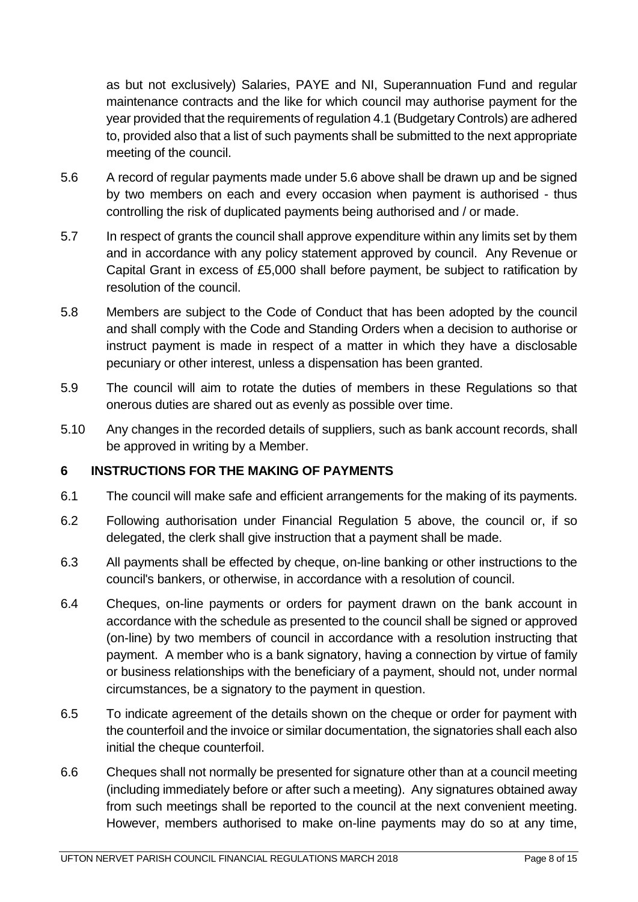as but not exclusively) Salaries, PAYE and NI, Superannuation Fund and regular maintenance contracts and the like for which council may authorise payment for the year provided that the requirements of regulation 4.1 (Budgetary Controls) are adhered to, provided also that a list of such payments shall be submitted to the next appropriate meeting of the council.

5.6 A record of regular payments made under 5.6 above shall be drawn up and be signed by two members on each and every occasion when payment is authorised - thus controlling the risk of duplicated payments being authorised and / or made.

5.7 In respect of grants the council shall approve expenditure within any limits set by them and in accordance with any policy statement approved by council. Any Revenue or Capital Grant in excess of £5,000 shall before payment, be subject to ratification by resolution of the council.

5.8 Members are subject to the Code of Conduct that has been adopted by the council and shall comply with the Code and Standing Orders when a decision to authorise or instruct payment is made in respect of a matter in which they have a disclosable pecuniary or other interest, unless a dispensation has been granted.

5.9 The council will aim to rotate the duties of members in these Regulations so that onerous duties are shared out as evenly as possible over time.

5.10 Any changes in the recorded details of suppliers, such as bank account records, shall be approved in writing by a Member.

## 6 INSTRUCTIONS FOR THE MAKING OF PAYMENTS

6.1 The council will make safe and efficient arrangements for the making of its payments.

6.2 Following authorisation under Financial Regulation 5 above, the council or, if so delegated, the clerk shall give instruction that a payment shall be made.

6.3 All payments shall be effected by cheque, on-line banking or other instructions to the council's bankers, or otherwise, in accordance with a resolution of council.

6.4 Cheques, on-line payments or orders for payment drawn on the bank account in accordance with the schedule as presented to the council shall be signed or approved (on-line) by two members of council in accordance with a resolution instructing that payment. A member who is a bank signatory, having a connection by virtue of family or business relationships with the beneficiary of a payment, should not, under normal circumstances, be a signatory to the payment in question.

6.5 To indicate agreement of the details shown on the cheque or order for payment with the counterfoil and the invoice or similar documentation, the signatories shall each also initial the cheque counterfoil.

6.6 Cheques shall not normally be presented for signature other than at a council meeting (including immediately before or after such a meeting). Any signatures obtained away from such meetings shall be reported to the council at the next convenient meeting. However, members authorised to make on-line payments may do so at any time,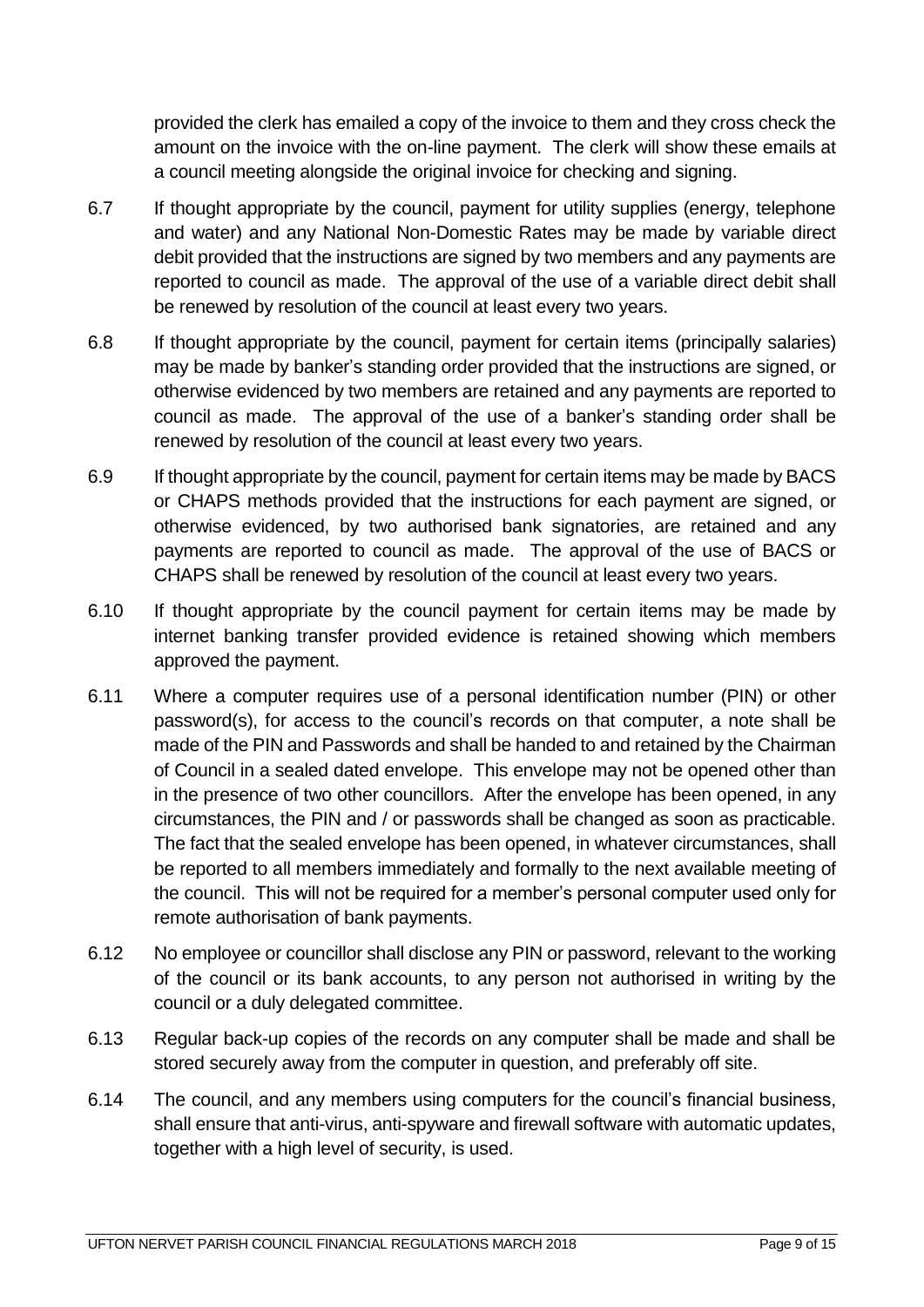provided the clerk has emailed a copy of the invoice to them and they cross check the amount on the invoice with the on-line payment. The clerk will show these emails at a council meeting alongside the original invoice for checking and signing.

6.7 If thought appropriate by the council, payment for utility supplies (energy, telephone and water) and any National Non-Domestic Rates may be made by variable direct debit provided that the instructions are signed by two members and any payments are reported to council as made. The approval of the use of a variable direct debit shall be renewed by resolution of the council at least every two years.

6.8 If thought appropriate by the council, payment for certain items (principally salaries) may be made by banker's standing order provided that the instructions are signed, or otherwise evidenced by two members are retained and any payments are reported to council as made. The approval of the use of a banker's standing order shall be renewed by resolution of the council at least every two years.

6.9 If thought appropriate by the council, payment for certain items may be made by BACS or CHAPS methods provided that the instructions for each payment are signed, or otherwise evidenced, by two authorised bank signatories, are retained and any payments are reported to council as made. The approval of the use of BACS or CHAPS shall be renewed by resolution of the council at least every two years.

6.10 If thought appropriate by the council payment for certain items may be made by internet banking transfer provided evidence is retained showing which members approved the payment.

6.11 Where a computer requires use of a personal identification number (PIN) or other password(s), for access to the council's records on that computer, a note shall be made of the PIN and Passwords and shall be handed to and retained by the Chairman of Council in a sealed dated envelope. This envelope may not be opened other than in the presence of two other councillors. After the envelope has been opened, in any circumstances, the PIN and / or passwords shall be changed as soon as practicable. The fact that the sealed envelope has been opened, in whatever circumstances, shall be reported to all members immediately and formally to the next available meeting of the council. This will not be required for a member's personal computer used only for remote authorisation of bank payments.

6.12 No employee or councillor shall disclose any PIN or password, relevant to the working of the council or its bank accounts, to any person not authorised in writing by the council or a duly delegated committee.

6.13 Regular back-up copies of the records on any computer shall be made and shall be stored securely away from the computer in question, and preferably off site.

6.14 The council, and any members using computers for the council's financial business, shall ensure that anti-virus, anti-spyware and firewall software with automatic updates, together with a high level of security, is used.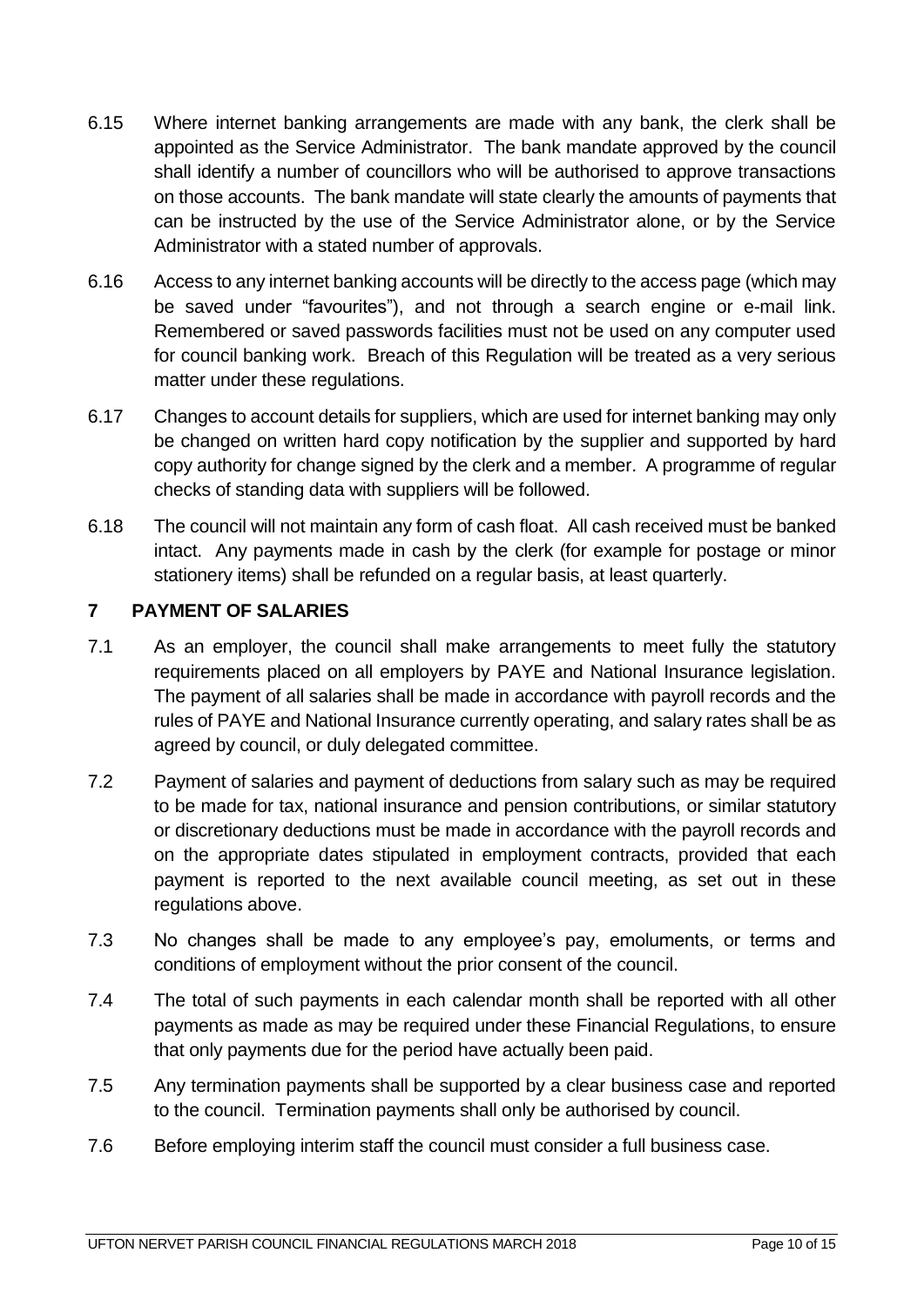6.15 Where internet banking arrangements are made with any bank, the clerk shall be appointed as the Service Administrator. The bank mandate approved by the council shall identify a number of councillors who will be authorised to approve transactions on those accounts. The bank mandate will state clearly the amounts of payments that can be instructed by the use of the Service Administrator alone, or by the Service Administrator with a stated number of approvals.

6.16 Access to any internet banking accounts will be directly to the access page (which may be saved under "favourites"), and not through a search engine or e-mail link. Remembered or saved passwords facilities must not be used on any computer used for council banking work. Breach of this Regulation will be treated as a very serious matter under these regulations.

6.17 Changes to account details for suppliers, which are used for internet banking may only be changed on written hard copy notification by the supplier and supported by hard copy authority for change signed by the clerk and a member. A programme of regular checks of standing data with suppliers will be followed.

6.18 The council will not maintain any form of cash float. All cash received must be banked intact. Any payments made in cash by the clerk (for example for postage or minor stationery items) shall be refunded on a regular basis, at least quarterly.

## 7 PAYMENT OF SALARIES

7.1 As an employer, the council shall make arrangements to meet fully the statutory requirements placed on all employers by PAYE and National Insurance legislation. The payment of all salaries shall be made in accordance with payroll records and the rules of PAYE and National Insurance currently operating, and salary rates shall be as agreed by council, or duly delegated committee.

7.2 Payment of salaries and payment of deductions from salary such as may be required to be made for tax, national insurance and pension contributions, or similar statutory or discretionary deductions must be made in accordance with the payroll records and on the appropriate dates stipulated in employment contracts, provided that each payment is reported to the next available council meeting, as set out in these regulations above.

7.3 No changes shall be made to any employee's pay, emoluments, or terms and conditions of employment without the prior consent of the council.

7.4 The total of such payments in each calendar month shall be reported with all other payments as made as may be required under these Financial Regulations, to ensure that only payments due for the period have actually been paid.

7.5 Any termination payments shall be supported by a clear business case and reported to the council. Termination payments shall only be authorised by council.

7.6 Before employing interim staff the council must consider a full business case.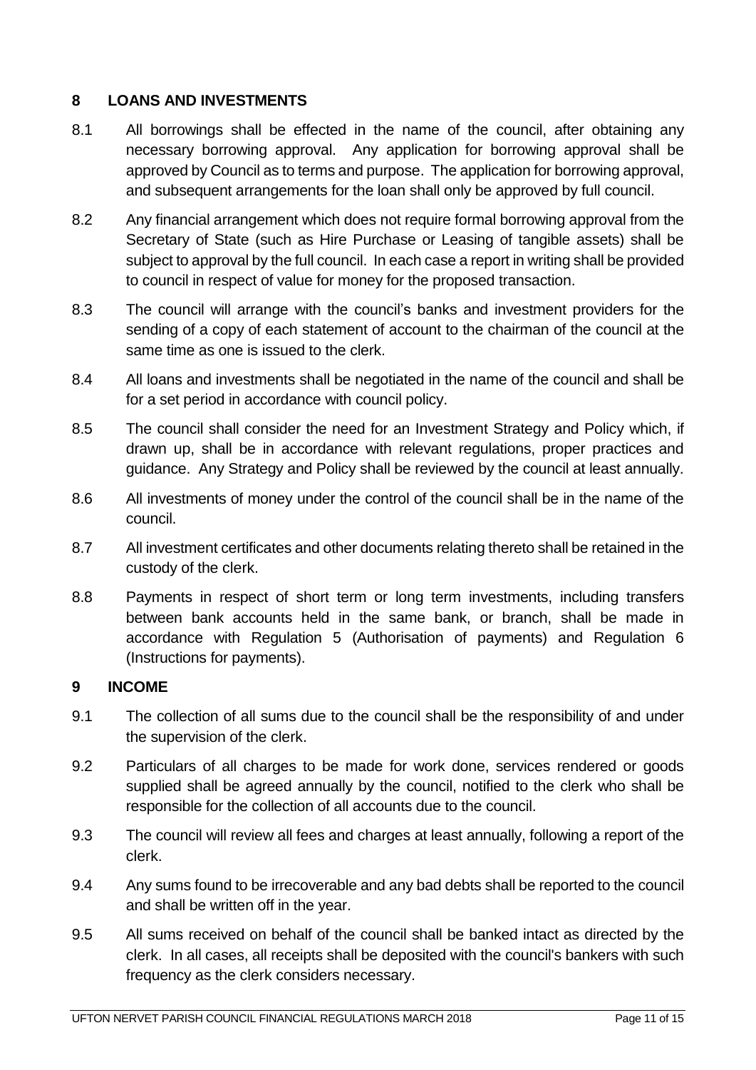## 8 LOANS AND INVESTMENTS

8.1 All borrowings shall be effected in the name of the council, after obtaining any necessary borrowing approval. Any application for borrowing approval shall be approved by Council as to terms and purpose. The application for borrowing approval, and subsequent arrangements for the loan shall only be approved by full council.

8.2 Any financial arrangement which does not require formal borrowing approval from the Secretary of State (such as Hire Purchase or Leasing of tangible assets) shall be subject to approval by the full council. In each case a report in writing shall be provided to council in respect of value for money for the proposed transaction.

8.3 The council will arrange with the council's banks and investment providers for the sending of a copy of each statement of account to the chairman of the council at the same time as one is issued to the clerk.

8.4 All loans and investments shall be negotiated in the name of the council and shall be for a set period in accordance with council policy.

8.5 The council shall consider the need for an Investment Strategy and Policy which, if drawn up, shall be in accordance with relevant regulations, proper practices and guidance. Any Strategy and Policy shall be reviewed by the council at least annually.

8.6 All investments of money under the control of the council shall be in the name of the council.

8.7 All investment certificates and other documents relating thereto shall be retained in the custody of the clerk.

8.8 Payments in respect of short term or long term investments, including transfers between bank accounts held in the same bank, or branch, shall be made in accordance with Regulation 5 (Authorisation of payments) and Regulation 6 (Instructions for payments).

## 9 INCOME

9.1 The collection of all sums due to the council shall be the responsibility of and under the supervision of the clerk.

9.2 Particulars of all charges to be made for work done, services rendered or goods supplied shall be agreed annually by the council, notified to the clerk who shall be responsible for the collection of all accounts due to the council.

9.3 The council will review all fees and charges at least annually, following a report of the clerk.

9.4 Any sums found to be irrecoverable and any bad debts shall be reported to the council and shall be written off in the year.

9.5 All sums received on behalf of the council shall be banked intact as directed by the clerk. In all cases, all receipts shall be deposited with the council's bankers with such frequency as the clerk considers necessary.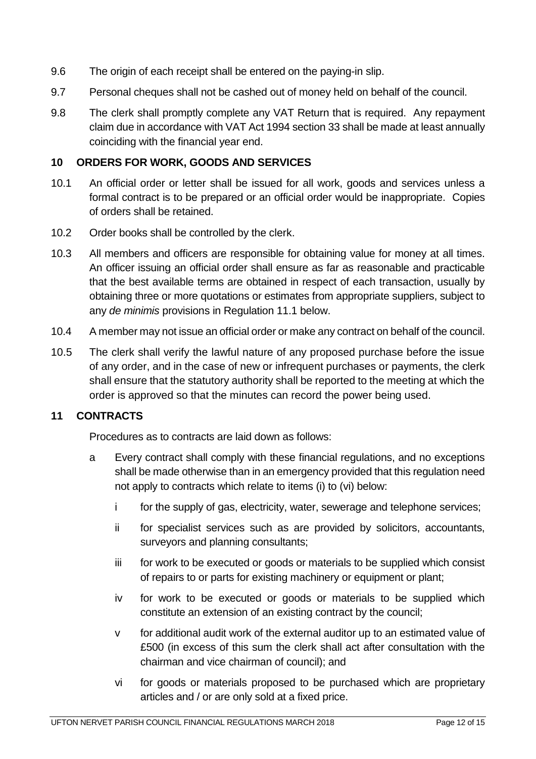9.6 The origin of each receipt shall be entered on the paying-in slip.

9.7 Personal cheques shall not be cashed out of money held on behalf of the council.

9.8 The clerk shall promptly complete any VAT Return that is required. Any repayment claim due in accordance with VAT Act 1994 section 33 shall be made at least annually coinciding with the financial year end.

## 10 ORDERS FOR WORK, GOODS AND SERVICES

10.1 An official order or letter shall be issued for all work, goods and services unless a formal contract is to be prepared or an official order would be inappropriate. Copies of orders shall be retained.

10.2 Order books shall be controlled by the clerk.

10.3 All members and officers are responsible for obtaining value for money at all times. An officer issuing an official order shall ensure as far as reasonable and practicable that the best available terms are obtained in respect of each transaction, usually by obtaining three or more quotations or estimates from appropriate suppliers, subject to any *de minimis* provisions in Regulation 11.1 below.

10.4 A member may not issue an official order or make any contract on behalf of the council.

10.5 The clerk shall verify the lawful nature of any proposed purchase before the issue of any order, and in the case of new or infrequent purchases or payments, the clerk shall ensure that the statutory authority shall be reported to the meeting at which the order is approved so that the minutes can record the power being used.

## 11 CONTRACTS

Procedures as to contracts are laid down as follows:

a Every contract shall comply with these financial regulations, and no exceptions shall be made otherwise than in an emergency provided that this regulation need not apply to contracts which relate to items (i) to (vi) below:

  i for the supply of gas, electricity, water, sewerage and telephone services;

  ii for specialist services such as are provided by solicitors, accountants, surveyors and planning consultants;

  iii for work to be executed or goods or materials to be supplied which consist of repairs to or parts for existing machinery or equipment or plant;

  iv for work to be executed or goods or materials to be supplied which constitute an extension of an existing contract by the council;

  v for additional audit work of the external auditor up to an estimated value of £500 (in excess of this sum the clerk shall act after consultation with the chairman and vice chairman of council); and

  vi for goods or materials proposed to be purchased which are proprietary articles and / or are only sold at a fixed price.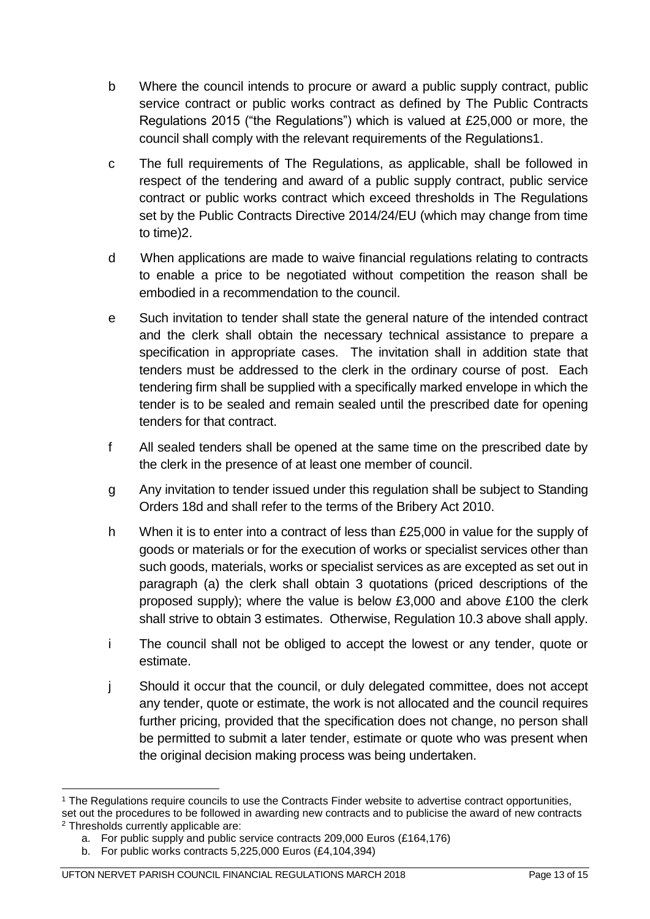b Where the council intends to procure or award a public supply contract, public service contract or public works contract as defined by The Public Contracts Regulations 2015 ("the Regulations") which is valued at £25,000 or more, the council shall comply with the relevant requirements of the Regulations[1].

c The full requirements of The Regulations, as applicable, shall be followed in respect of the tendering and award of a public supply contract, public service contract or public works contract which exceed thresholds in The Regulations set by the Public Contracts Directive 2014/24/EU (which may change from time to time)[2].

d When applications are made to waive financial regulations relating to contracts to enable a price to be negotiated without competition the reason shall be embodied in a recommendation to the council.

e Such invitation to tender shall state the general nature of the intended contract and the clerk shall obtain the necessary technical assistance to prepare a specification in appropriate cases. The invitation shall in addition state that tenders must be addressed to the clerk in the ordinary course of post. Each tendering firm shall be supplied with a specifically marked envelope in which the tender is to be sealed and remain sealed until the prescribed date for opening tenders for that contract.

f All sealed tenders shall be opened at the same time on the prescribed date by the clerk in the presence of at least one member of council.

g Any invitation to tender issued under this regulation shall be subject to Standing Orders 18d and shall refer to the terms of the Bribery Act 2010.

h When it is to enter into a contract of less than £25,000 in value for the supply of goods or materials or for the execution of works or specialist services other than such goods, materials, works or specialist services as are excepted as set out in paragraph (a) the clerk shall obtain 3 quotations (priced descriptions of the proposed supply); where the value is below £3,000 and above £100 the clerk shall strive to obtain 3 estimates. Otherwise, Regulation 10.3 above shall apply.

i The council shall not be obliged to accept the lowest or any tender, quote or estimate.

j Should it occur that the council, or duly delegated committee, does not accept any tender, quote or estimate, the work is not allocated and the council requires further pricing, provided that the specification does not change, no person shall be permitted to submit a later tender, estimate or quote who was present when the original decision making process was being undertaken.

---

[1] The Regulations require councils to use the Contracts Finder website to advertise contract opportunities, set out the procedures to be followed in awarding new contracts and to publicise the award of new contracts

[2] Thresholds currently applicable are:

a. For public supply and public service contracts 209,000 Euros (£164,176)
b. For public works contracts 5,225,000 Euros (£4,104,394)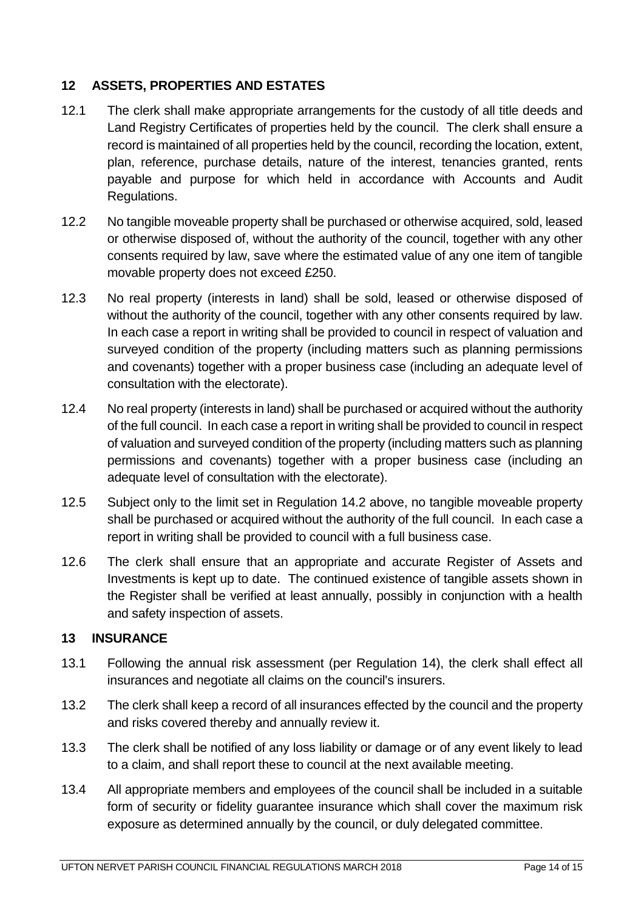## 12 ASSETS, PROPERTIES AND ESTATES

12.1 The clerk shall make appropriate arrangements for the custody of all title deeds and Land Registry Certificates of properties held by the council. The clerk shall ensure a record is maintained of all properties held by the council, recording the location, extent, plan, reference, purchase details, nature of the interest, tenancies granted, rents payable and purpose for which held in accordance with Accounts and Audit Regulations.

12.2 No tangible moveable property shall be purchased or otherwise acquired, sold, leased or otherwise disposed of, without the authority of the council, together with any other consents required by law, save where the estimated value of any one item of tangible movable property does not exceed £250.

12.3 No real property (interests in land) shall be sold, leased or otherwise disposed of without the authority of the council, together with any other consents required by law. In each case a report in writing shall be provided to council in respect of valuation and surveyed condition of the property (including matters such as planning permissions and covenants) together with a proper business case (including an adequate level of consultation with the electorate).

12.4 No real property (interests in land) shall be purchased or acquired without the authority of the full council. In each case a report in writing shall be provided to council in respect of valuation and surveyed condition of the property (including matters such as planning permissions and covenants) together with a proper business case (including an adequate level of consultation with the electorate).

12.5 Subject only to the limit set in Regulation 14.2 above, no tangible moveable property shall be purchased or acquired without the authority of the full council. In each case a report in writing shall be provided to council with a full business case.

12.6 The clerk shall ensure that an appropriate and accurate Register of Assets and Investments is kept up to date. The continued existence of tangible assets shown in the Register shall be verified at least annually, possibly in conjunction with a health and safety inspection of assets.

## 13 INSURANCE

13.1 Following the annual risk assessment (per Regulation 14), the clerk shall effect all insurances and negotiate all claims on the council's insurers.

13.2 The clerk shall keep a record of all insurances effected by the council and the property and risks covered thereby and annually review it.

13.3 The clerk shall be notified of any loss liability or damage or of any event likely to lead to a claim, and shall report these to council at the next available meeting.

13.4 All appropriate members and employees of the council shall be included in a suitable form of security or fidelity guarantee insurance which shall cover the maximum risk exposure as determined annually by the council, or duly delegated committee.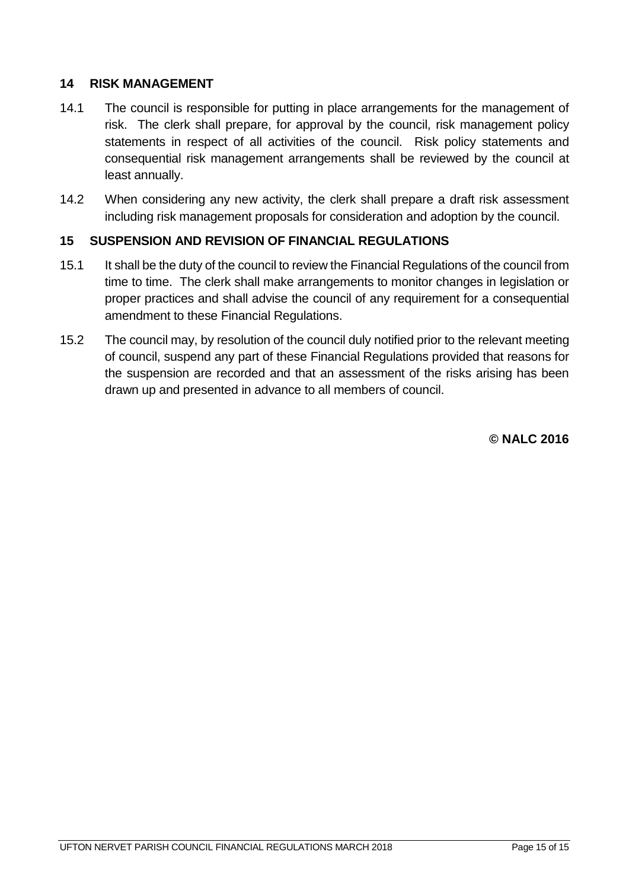## 14 RISK MANAGEMENT

14.1 The council is responsible for putting in place arrangements for the management of risk. The clerk shall prepare, for approval by the council, risk management policy statements in respect of all activities of the council. Risk policy statements and consequential risk management arrangements shall be reviewed by the council at least annually.

14.2 When considering any new activity, the clerk shall prepare a draft risk assessment including risk management proposals for consideration and adoption by the council.

## 15 SUSPENSION AND REVISION OF FINANCIAL REGULATIONS

15.1 It shall be the duty of the council to review the Financial Regulations of the council from time to time. The clerk shall make arrangements to monitor changes in legislation or proper practices and shall advise the council of any requirement for a consequential amendment to these Financial Regulations.

15.2 The council may, by resolution of the council duly notified prior to the relevant meeting of council, suspend any part of these Financial Regulations provided that reasons for the suspension are recorded and that an assessment of the risks arising has been drawn up and presented in advance to all members of council.

**© NALC 2016**